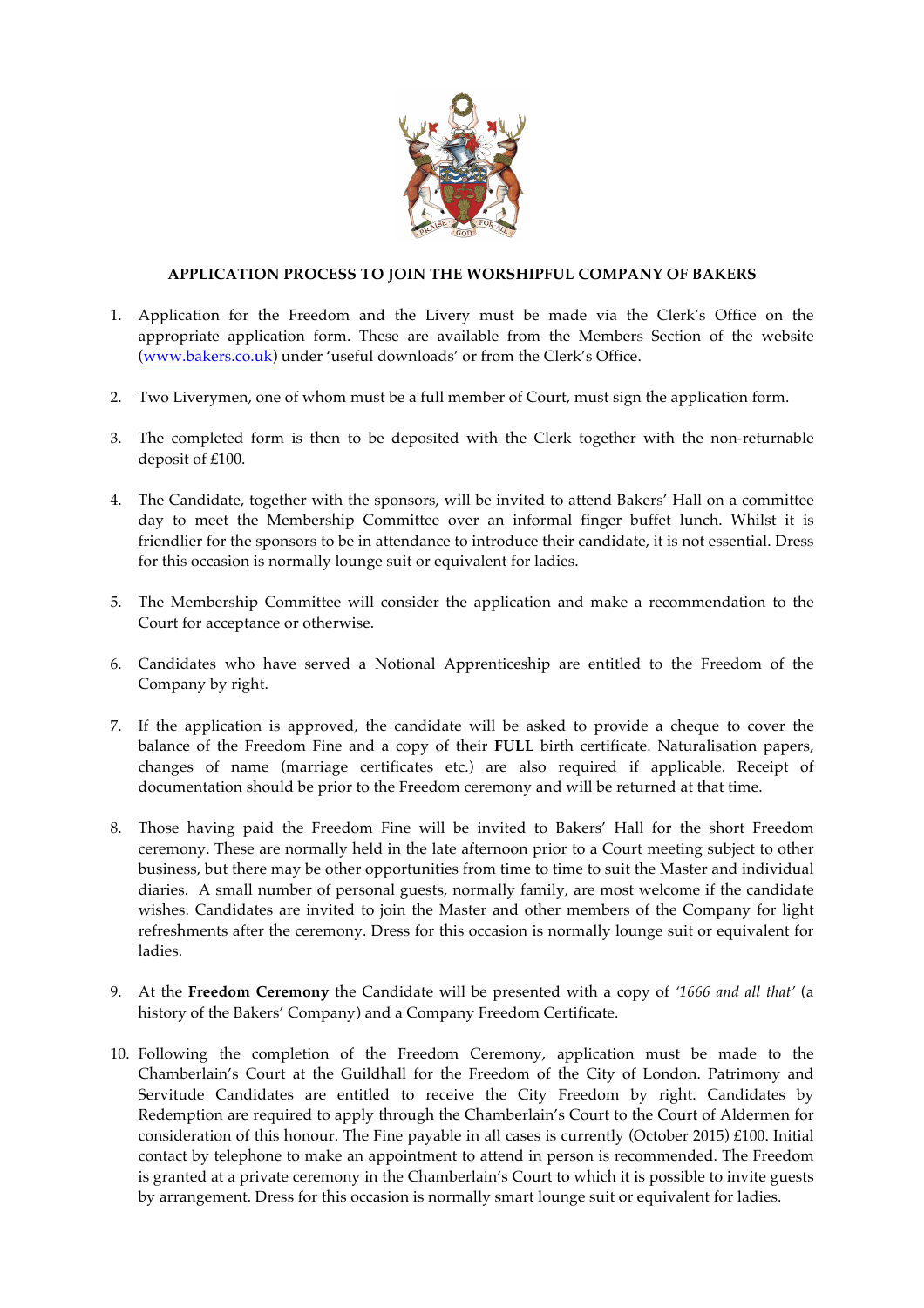**APPLICATION PROCESS TO JOIN THE WORSHIPFUL COMPANY OF BAKERS**

1. Application for the Freedom and the Livery must be made via the Clerk's Office on the appropriate application form. These are available from the Members Section of the website (www.bakers.co.uk) under 'useful downloads' or from the Clerk's Office.

2. Two Liverymen, one of whom must be a full member of Court, must sign the application form.

3. The completed form is then to be deposited with the Clerk together with the non-returnable deposit of £100.

4. The Candidate, together with the sponsors, will be invited to attend Bakers' Hall on a committee day to meet the Membership Committee over an informal finger buffet lunch. Whilst it is friendlier for the sponsors to be in attendance to introduce their candidate, it is not essential. Dress for this occasion is normally lounge suit or equivalent for ladies.

5. The Membership Committee will consider the application and make a recommendation to the Court for acceptance or otherwise.

6. Candidates who have served a Notional Apprenticeship are entitled to the Freedom of the Company by right.

7. If the application is approved, the candidate will be asked to provide a cheque to cover the balance of the Freedom Fine and a copy of their **FULL** birth certificate. Naturalisation papers, changes of name (marriage certificates etc.) are also required if applicable. Receipt of documentation should be prior to the Freedom ceremony and will be returned at that time.

8. Those having paid the Freedom Fine will be invited to Bakers' Hall for the short Freedom ceremony. These are normally held in the late afternoon prior to a Court meeting subject to other business, but there may be other opportunities from time to time to suit the Master and individual diaries. A small number of personal guests, normally family, are most welcome if the candidate wishes. Candidates are invited to join the Master and other members of the Company for light refreshments after the ceremony. Dress for this occasion is normally lounge suit or equivalent for ladies.

9. At the **Freedom Ceremony** the Candidate will be presented with a copy of *'1666 and all that'* (a history of the Bakers' Company) and a Company Freedom Certificate.

10. Following the completion of the Freedom Ceremony, application must be made to the Chamberlain's Court at the Guildhall for the Freedom of the City of London. Patrimony and Servitude Candidates are entitled to receive the City Freedom by right. Candidates by Redemption are required to apply through the Chamberlain's Court to the Court of Aldermen for consideration of this honour. The Fine payable in all cases is currently (October 2015) £100. Initial contact by telephone to make an appointment to attend in person is recommended. The Freedom is granted at a private ceremony in the Chamberlain's Court to which it is possible to invite guests by arrangement. Dress for this occasion is normally smart lounge suit or equivalent for ladies.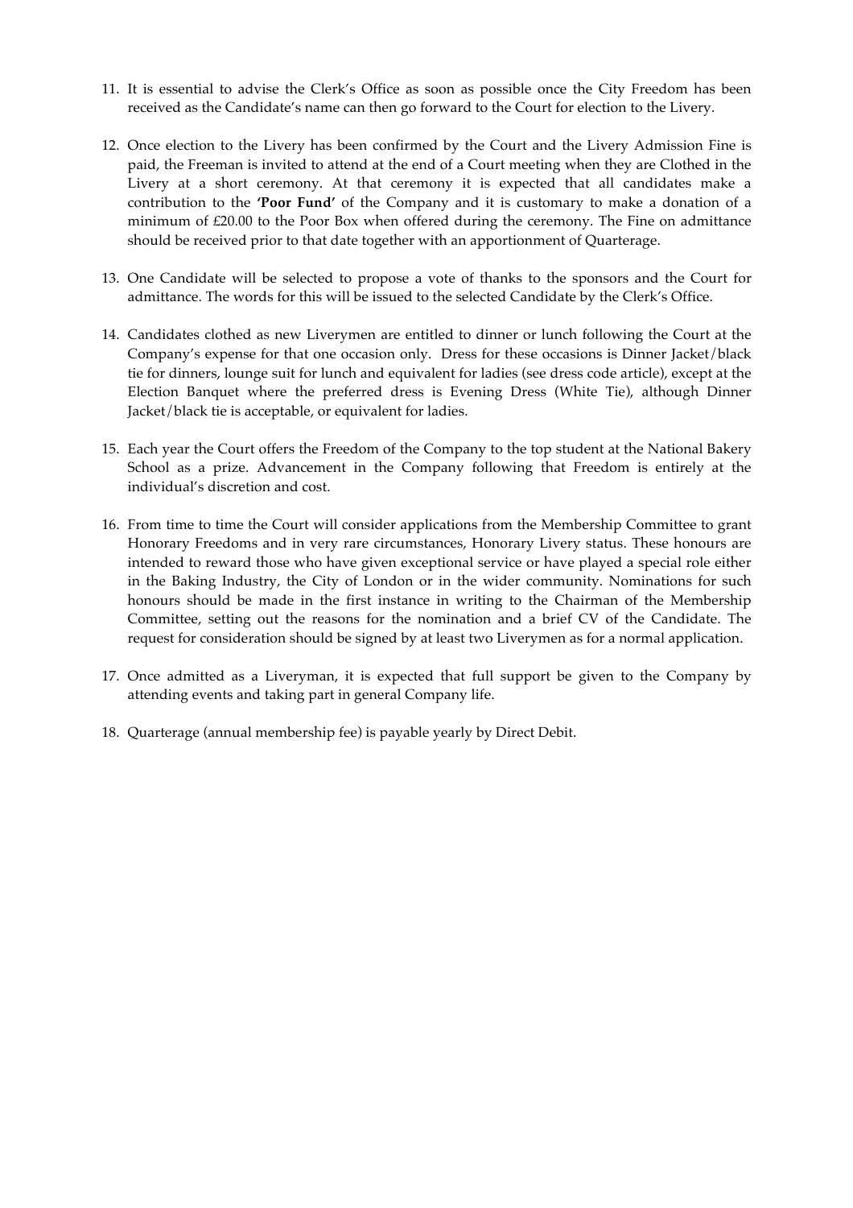11. It is essential to advise the Clerk's Office as soon as possible once the City Freedom has been received as the Candidate's name can then go forward to the Court for election to the Livery.

12. Once election to the Livery has been confirmed by the Court and the Livery Admission Fine is paid, the Freeman is invited to attend at the end of a Court meeting when they are Clothed in the Livery at a short ceremony. At that ceremony it is expected that all candidates make a contribution to the **'Poor Fund'** of the Company and it is customary to make a donation of a minimum of £20.00 to the Poor Box when offered during the ceremony. The Fine on admittance should be received prior to that date together with an apportionment of Quarterage.

13. One Candidate will be selected to propose a vote of thanks to the sponsors and the Court for admittance. The words for this will be issued to the selected Candidate by the Clerk's Office.

14. Candidates clothed as new Liverymen are entitled to dinner or lunch following the Court at the Company's expense for that one occasion only. Dress for these occasions is Dinner Jacket/black tie for dinners, lounge suit for lunch and equivalent for ladies (see dress code article), except at the Election Banquet where the preferred dress is Evening Dress (White Tie), although Dinner Jacket/black tie is acceptable, or equivalent for ladies.

15. Each year the Court offers the Freedom of the Company to the top student at the National Bakery School as a prize. Advancement in the Company following that Freedom is entirely at the individual's discretion and cost.

16. From time to time the Court will consider applications from the Membership Committee to grant Honorary Freedoms and in very rare circumstances, Honorary Livery status. These honours are intended to reward those who have given exceptional service or have played a special role either in the Baking Industry, the City of London or in the wider community. Nominations for such honours should be made in the first instance in writing to the Chairman of the Membership Committee, setting out the reasons for the nomination and a brief CV of the Candidate. The request for consideration should be signed by at least two Liverymen as for a normal application.

17. Once admitted as a Liveryman, it is expected that full support be given to the Company by attending events and taking part in general Company life.

18. Quarterage (annual membership fee) is payable yearly by Direct Debit.